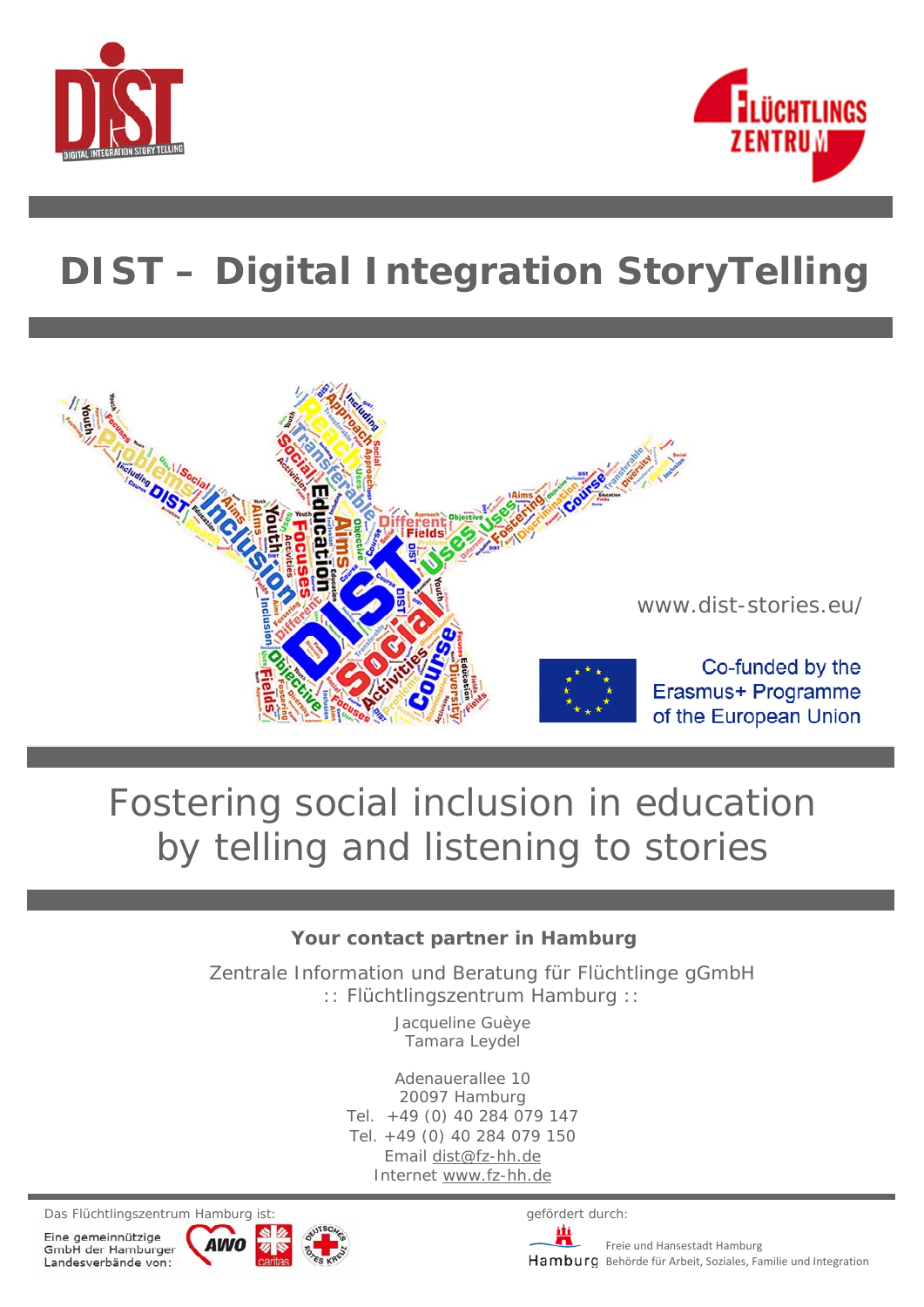# DIST – Digital Integration StoryTelling

www.dist-stories.eu/

Co-funded by the Erasmus+ Programme of the European Union

## Fostering social inclusion in education by telling and listening to stories

**Your contact partner in Hamburg**

Zentrale Information und Beratung für Flüchtlinge gGmbH
:: Flüchtlingszentrum Hamburg ::

Jacqueline Guèye
Tamara Leydel

Adenauerallee 10
20097 Hamburg
Tel. +49 (0) 40 284 079 147
Tel. +49 (0) 40 284 079 150
Email dist@fz-hh.de
Internet www.fz-hh.de

Das Flüchtlingszentrum Hamburg ist:
Eine gemeinnützige GmbH der Hamburger Landesverbände von:

gefördert durch:
Freie und Hansestadt Hamburg
Behörde für Arbeit, Soziales, Familie und Integration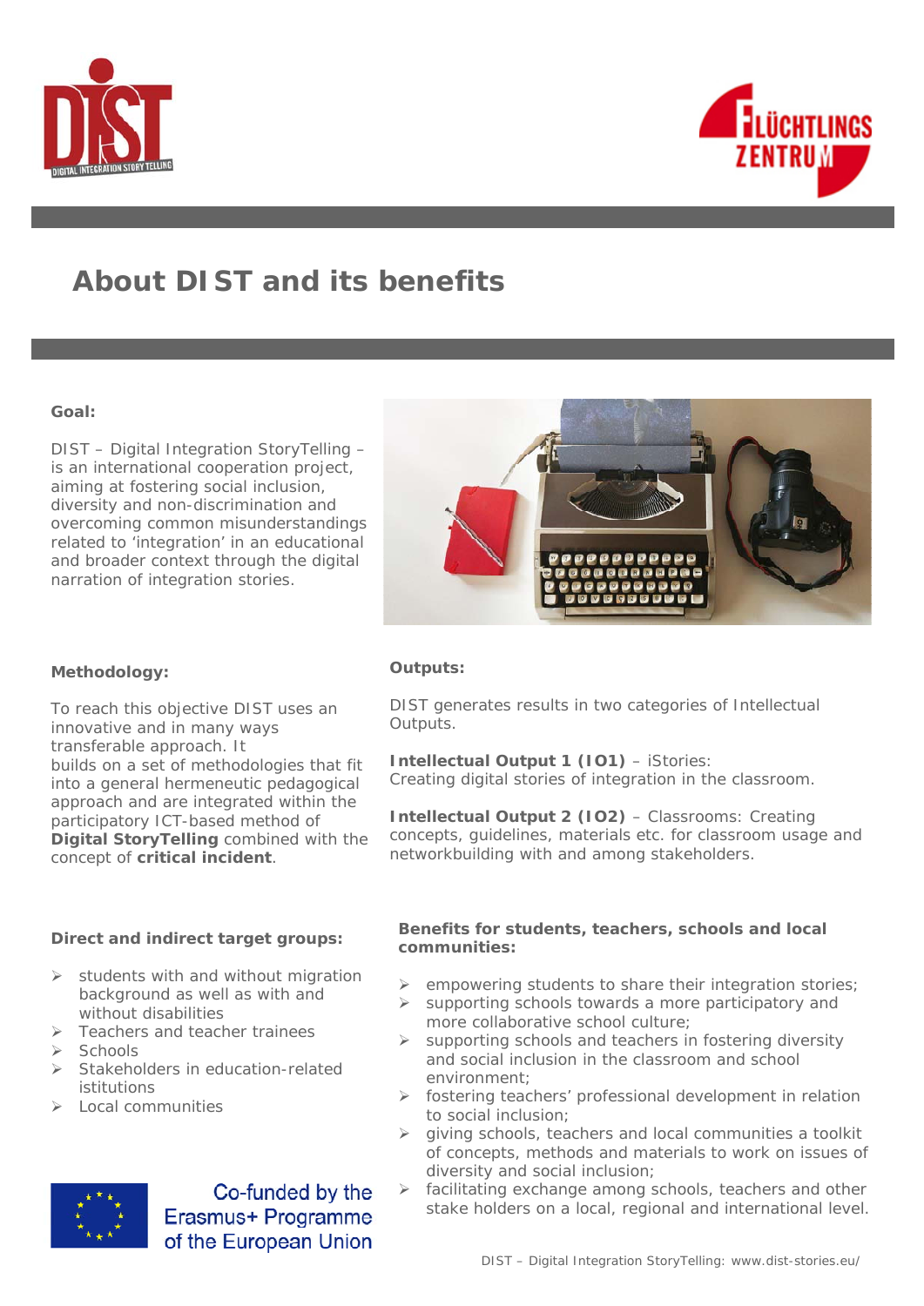# About DIST and its benefits

**Goal:**

DIST – Digital Integration StoryTelling – is an international cooperation project, aiming at fostering social inclusion, diversity and non-discrimination and overcoming common misunderstandings related to 'integration' in an educational and broader context through the digital narration of integration stories.

**Methodology:**

To reach this objective DIST uses an innovative and in many ways transferable approach. It builds on a set of methodologies that fit into a general hermeneutic pedagogical approach and are integrated within the participatory ICT-based method of **Digital StoryTelling** combined with the concept of **critical incident**.

**Outputs:**

DIST generates results in two categories of Intellectual Outputs.

**Intellectual Output 1 (IO1)** – iStories: Creating digital stories of integration in the classroom.

**Intellectual Output 2 (IO2)** – Classrooms: Creating concepts, guidelines, materials etc. for classroom usage and networkbuilding with and among stakeholders.

**Direct and indirect target groups:**

- students with and without migration background as well as with and without disabilities
- Teachers and teacher trainees
- Schools
- Stakeholders in education-related istitutions
- Local communities

**Benefits for students, teachers, schools and local communities:**

- empowering students to share their integration stories;
- supporting schools towards a more participatory and more collaborative school culture;
- supporting schools and teachers in fostering diversity and social inclusion in the classroom and school environment;
- fostering teachers' professional development in relation to social inclusion;
- giving schools, teachers and local communities a toolkit of concepts, methods and materials to work on issues of diversity and social inclusion;
- facilitating exchange among schools, teachers and other stake holders on a local, regional and international level.

Co-funded by the Erasmus+ Programme of the European Union

DIST – Digital Integration StoryTelling: www.dist-stories.eu/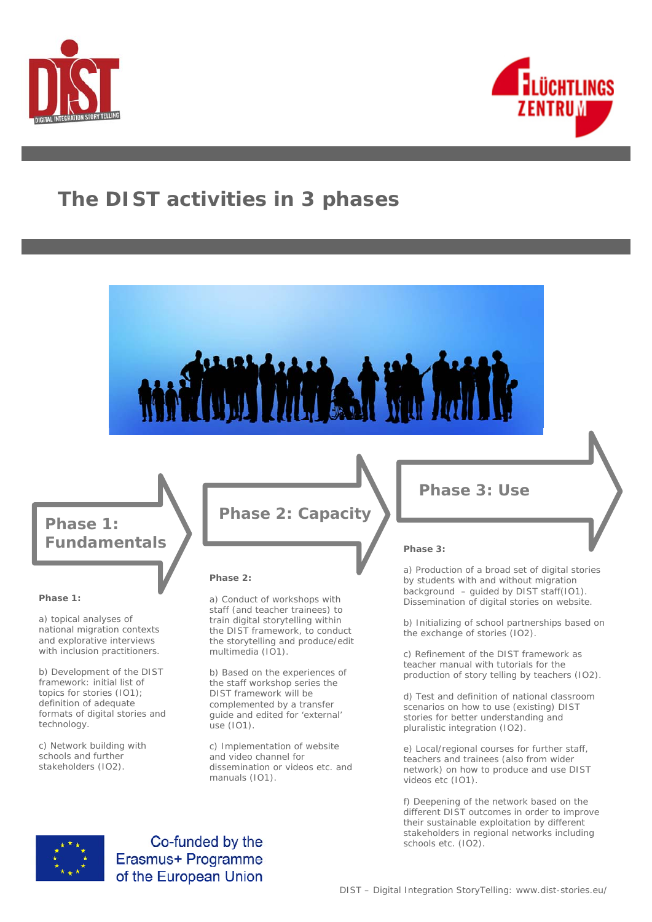# The DIST activities in 3 phases

## Phase 1: Fundamentals

**Phase 1:**

a) topical analyses of national migration contexts and explorative interviews with inclusion practitioners.

b) Development of the DIST framework: initial list of topics for stories (IO1); definition of adequate formats of digital stories and technology.

c) Network building with schools and further stakeholders (IO2).

## Phase 2: Capacity

**Phase 2:**

a) Conduct of workshops with staff (and teacher trainees) to train digital storytelling within the DIST framework, to conduct the storytelling and produce/edit multimedia (IO1).

b) Based on the experiences of the staff workshop series the DIST framework will be complemented by a transfer guide and edited for 'external' use (IO1).

c) Implementation of website and video channel for dissemination or videos etc. and manuals (IO1).

## Phase 3: Use

**Phase 3:**

a) Production of a broad set of digital stories by students with and without migration background – guided by DIST staff(IO1). Dissemination of digital stories on website.

b) Initializing of school partnerships based on the exchange of stories (IO2).

c) Refinement of the DIST framework as teacher manual with tutorials for the production of story telling by teachers (IO2).

d) Test and definition of national classroom scenarios on how to use (existing) DIST stories for better understanding and pluralistic integration (IO2).

e) Local/regional courses for further staff, teachers and trainees (also from wider network) on how to produce and use DIST videos etc (IO1).

f) Deepening of the network based on the different DIST outcomes in order to improve their sustainable exploitation by different stakeholders in regional networks including schools etc. (IO2).

Co-funded by the Erasmus+ Programme of the European Union

DIST – Digital Integration StoryTelling: www.dist-stories.eu/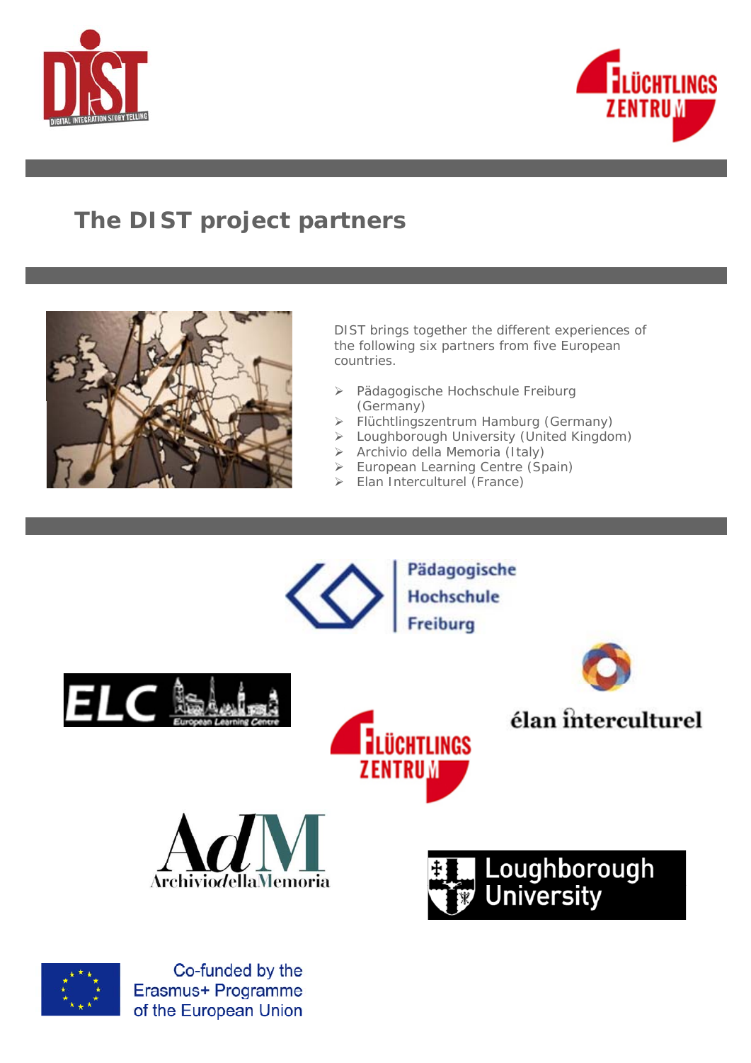# The DIST project partners

DIST brings together the different experiences of the following six partners from five European countries.

- Pädagogische Hochschule Freiburg (Germany)
- Flüchtlingszentrum Hamburg (Germany)
- Loughborough University (United Kingdom)
- Archivio della Memoria (Italy)
- European Learning Centre (Spain)
- Elan Interculturel (France)

Co-funded by the Erasmus+ Programme of the European Union